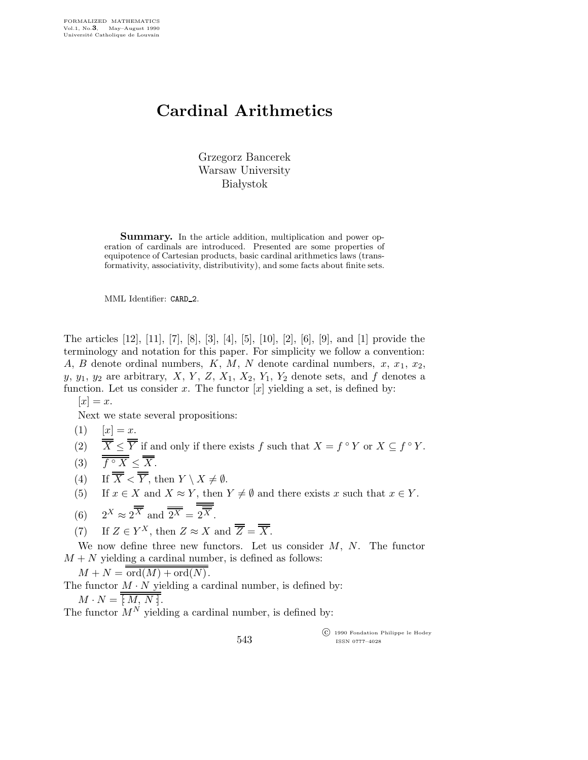# Cardinal Arithmetics

Grzegorz Bancerek
Warsaw University
Białystok

**Summary.** In the article addition, multiplication and power operation of cardinals are introduced. Presented are some properties of equipotence of Cartesian products, basic cardinal arithmetics laws (transformativity, associativity, distributivity), and some facts about finite sets.

MML Identifier: CARD_2.

The articles [12], [11], [7], [8], [3], [4], [5], [10], [2], [6], [9], and [1] provide the terminology and notation for this paper. For simplicity we follow a convention: $A$, $B$ denote ordinal numbers, $K$, $M$, $N$ denote cardinal numbers, $x$, $x_1$, $x_2$, $y$, $y_1$, $y_2$ are arbitrary, $X$, $Y$, $Z$, $X_1$, $X_2$, $Y_1$, $Y_2$ denote sets, and $f$ denotes a function. Let us consider $x$. The functor $[x]$ yielding a set, is defined by:

$[x] = x$.

Next we state several propositions:

(1) $[x] = x$.

(2) $\overline{\overline{X}} \leq \overline{\overline{Y}}$ if and only if there exists $f$ such that $X = f^{\circ} Y$ or $X \subseteq f^{\circ} Y$.

(3) $\overline{\overline{f^{\circ} X}} \leq \overline{\overline{X}}$.

(4) If $\overline{\overline{X}} < \overline{\overline{Y}}$, then $Y \setminus X \neq \emptyset$.

(5) If $x \in X$ and $X \approx Y$, then $Y \neq \emptyset$ and there exists $x$ such that $x \in Y$.

(6) $2^{X} \approx 2^{\overline{\overline{X}}}$ and $\overline{\overline{2^{X}}} = \overline{\overline{2^{\overline{\overline{X}}}}}$.

(7) If $Z \in Y^{X}$, then $Z \approx X$ and $\overline{\overline{Z}} = \overline{\overline{X}}$.

We now define three new functors. Let us consider $M$, $N$. The functor $M + N$ yielding a cardinal number, is defined as follows:

$M + N = \overline{\overline{\mathrm{ord}(M) + \mathrm{ord}(N)}}$.

The functor $M \cdot N$ yielding a cardinal number, is defined by:

$M \cdot N = \overline{\overline{[\!: M, N :\!]}}$.

The functor $M^{N}$ yielding a cardinal number, is defined by: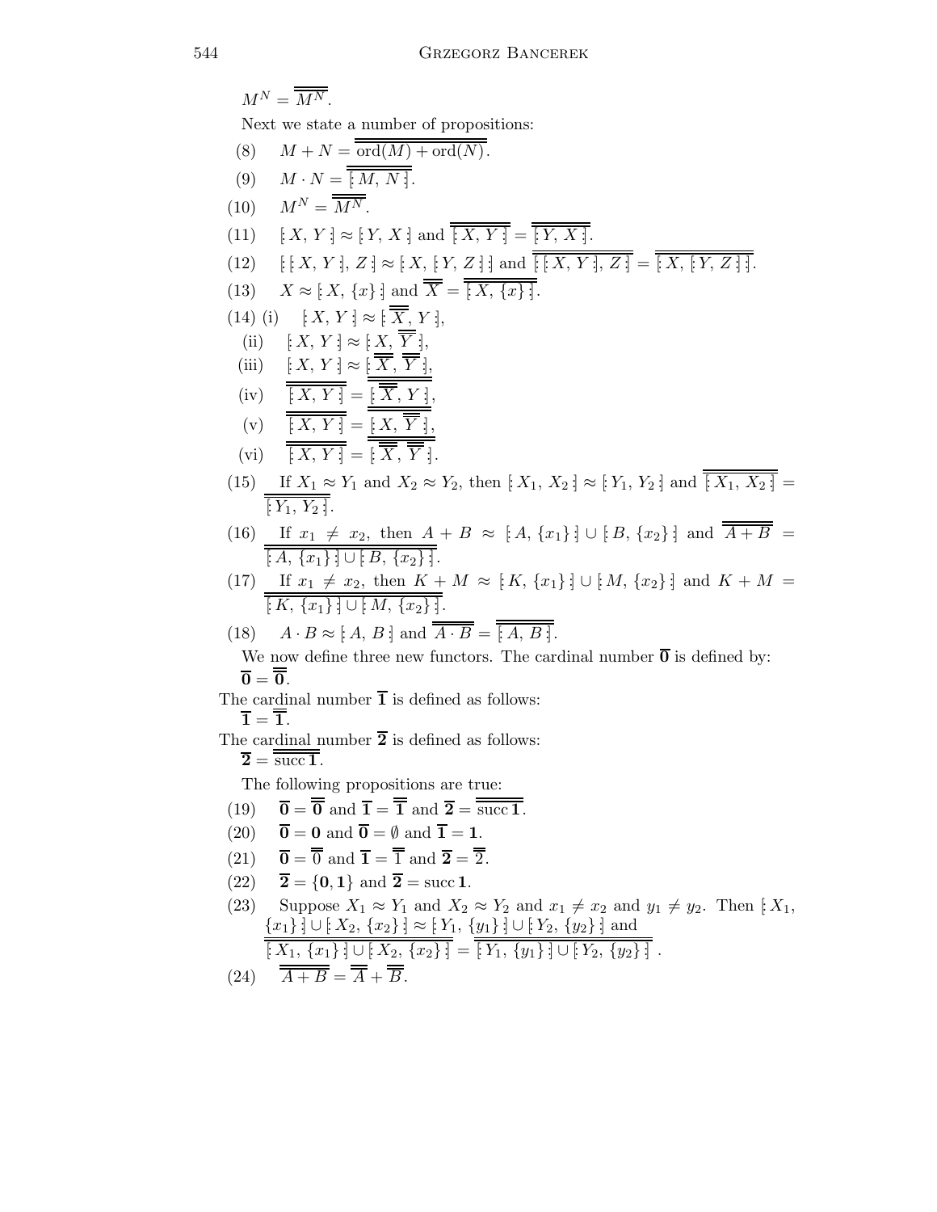$M^N = \overline{\overline{M^N}}$.

Next we state a number of propositions:

(8) $M + N = \overline{\overline{\mathrm{ord}(M) + \mathrm{ord}(N)}}$.

(9) $M \cdot N = \overline{\overline{[\!:M, N:\!]}}$.

(10) $M^N = \overline{\overline{M^N}}$.

(11) $[\!:X, Y:\!] \approx [\!:Y, X:\!]$ and $\overline{\overline{[\!:X, Y:\!]}} = \overline{\overline{[\!:Y, X:\!]}}$.

(12) $[\![\!:X, Y:\!], Z:\!] \approx [\!:X, [\!:Y, Z:\!]:\!]$ and $\overline{\overline{[\![\!:X, Y:\!], Z:\!]}} = \overline{\overline{[\!:X, [\!:Y, Z:\!]:\!]}}$.

(13) $X \approx [\!:X, \{x\}:\!]$ and $\overline{\overline{X}} = \overline{\overline{[\!:X, \{x\}:\!]}}$.

(14) (i) $[\!:X, Y:\!] \approx [\!:\overline{\overline{X}}, Y:\!]$,

(ii) $[\!:X, Y:\!] \approx [\!:X, \overline{\overline{Y}}:\!]$,

(iii) $[\!:X, Y:\!] \approx [\!:\overline{\overline{X}}, \overline{\overline{Y}}:\!]$,

(iv) $\overline{\overline{[\!:X, Y:\!]}} = \overline{\overline{[\!:\overline{\overline{X}}, Y:\!]}}$,

(v) $\overline{\overline{[\!:X, Y:\!]}} = \overline{\overline{[\!:X, \overline{\overline{Y}}:\!]}}$,

(vi) $\overline{\overline{[\!:X, Y:\!]}} = \overline{\overline{[\!:\overline{\overline{X}}, \overline{\overline{Y}}:\!]}}$.

(15) If $X_1 \approx Y_1$ and $X_2 \approx Y_2$, then $[\!:X_1, X_2:\!] \approx [\!:Y_1, Y_2:\!]$ and $\overline{\overline{[\!:X_1, X_2:\!]}} = \overline{\overline{[\!:Y_1, Y_2:\!]}}$.

(16) If $x_1 \neq x_2$, then $A + B \approx [\!:A, \{x_1\}:\!] \cup [\!:B, \{x_2\}:\!]$ and $\overline{\overline{A + B}} = \overline{\overline{[\!:A, \{x_1\}:\!] \cup [\!:B, \{x_2\}:\!]}}$.

(17) If $x_1 \neq x_2$, then $K + M \approx [\!:K, \{x_1\}:\!] \cup [\!:M, \{x_2\}:\!]$ and $K + M = \overline{\overline{[\!:K, \{x_1\}:\!] \cup [\!:M, \{x_2\}:\!]}}$.

(18) $A \cdot B \approx [\!:A, B:\!]$ and $\overline{\overline{A \cdot B}} = \overline{\overline{[\!:A, B:\!]}}$.

We now define three new functors. The cardinal number $\overline{\mathbf{0}}$ is defined by:

$\overline{\mathbf{0}} = \overline{\overline{\mathbf{0}}}$.

The cardinal number $\overline{\mathbf{1}}$ is defined as follows:

$\overline{\mathbf{1}} = \overline{\overline{\mathbf{1}}}$.

The cardinal number $\overline{\mathbf{2}}$ is defined as follows:

$\overline{\mathbf{2}} = \overline{\overline{\mathrm{succ}\,\mathbf{1}}}$.

The following propositions are true:

(19) $\overline{\mathbf{0}} = \overline{\overline{\mathbf{0}}}$ and $\overline{\mathbf{1}} = \overline{\overline{\mathbf{1}}}$ and $\overline{\mathbf{2}} = \overline{\overline{\mathrm{succ}\,\mathbf{1}}}$.

(20) $\overline{\mathbf{0}} = \mathbf{0}$ and $\overline{\mathbf{0}} = \emptyset$ and $\overline{\mathbf{1}} = \mathbf{1}$.

(21) $\overline{\mathbf{0}} = \overline{\overline{0}}$ and $\overline{\mathbf{1}} = \overline{\overline{1}}$ and $\overline{\mathbf{2}} = \overline{\overline{2}}$.

(22) $\overline{\mathbf{2}} = \{\mathbf{0}, \mathbf{1}\}$ and $\overline{\mathbf{2}} = \mathrm{succ}\,\mathbf{1}$.

(23) Suppose $X_1 \approx Y_1$ and $X_2 \approx Y_2$ and $x_1 \neq x_2$ and $y_1 \neq y_2$. Then $[\!:X_1, \{x_1\}:\!] \cup [\!:X_2, \{x_2\}:\!] \approx [\!:Y_1, \{y_1\}:\!] \cup [\!:Y_2, \{y_2\}:\!]$ and $\overline{\overline{[\!:X_1, \{x_1\}:\!] \cup [\!:X_2, \{x_2\}:\!]}} = \overline{\overline{[\!:Y_1, \{y_1\}:\!] \cup [\!:Y_2, \{y_2\}:\!]}}$.

(24) $\overline{\overline{A + B}} = \overline{\overline{A}} + \overline{\overline{B}}$.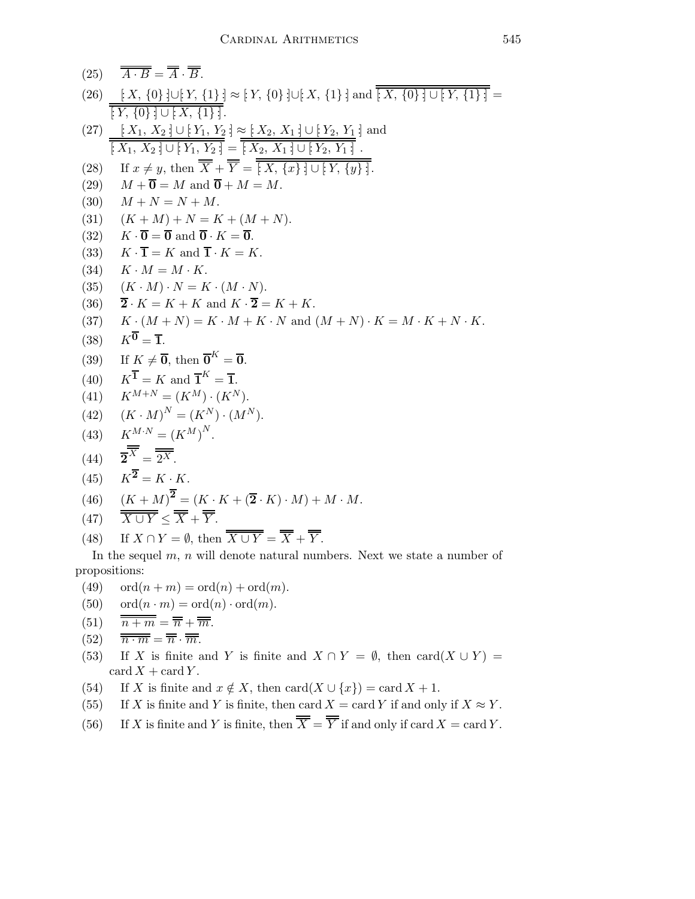(25) $\overline{\overline{A \cdot B}} = \overline{\overline{A}} \cdot \overline{\overline{B}}$.

(26) $[: X, \{0\} :] \cup [: Y, \{1\} :] \approx [: Y, \{0\} :] \cup [: X, \{1\} :]$ and $\overline{\overline{[: X, \{0\} :] \cup [: Y, \{1\} :]}} = \overline{\overline{[: Y, \{0\} :] \cup [: X, \{1\} :]}}$.

(27) $[: X_1, X_2 :] \cup [: Y_1, Y_2 :] \approx [: X_2, X_1 :] \cup [: Y_2, Y_1 :]$ and $\overline{\overline{[: X_1, X_2 :] \cup [: Y_1, Y_2 :]}} = \overline{\overline{[: X_2, X_1 :] \cup [: Y_2, Y_1 :]}}$.

(28) If $x \neq y$, then $\overline{\overline{X}} + \overline{\overline{Y}} = \overline{\overline{[: X, \{x\} :] \cup [: Y, \{y\} :]}}$.

(29) $M + \overline{\mathbf{0}} = M$ and $\overline{\mathbf{0}} + M = M$.

(30) $M + N = N + M$.

(31) $(K + M) + N = K + (M + N)$.

(32) $K \cdot \overline{\mathbf{0}} = \overline{\mathbf{0}}$ and $\overline{\mathbf{0}} \cdot K = \overline{\mathbf{0}}$.

(33) $K \cdot \overline{\mathbf{1}} = K$ and $\overline{\mathbf{1}} \cdot K = K$.

(34) $K \cdot M = M \cdot K$.

(35) $(K \cdot M) \cdot N = K \cdot (M \cdot N)$.

(36) $\overline{\mathbf{2}} \cdot K = K + K$ and $K \cdot \overline{\mathbf{2}} = K + K$.

(37) $K \cdot (M + N) = K \cdot M + K \cdot N$ and $(M + N) \cdot K = M \cdot K + N \cdot K$.

(38) $K^{\overline{\mathbf{0}}} = \overline{\mathbf{1}}$.

(39) If $K \neq \overline{\mathbf{0}}$, then $\overline{\mathbf{0}}^K = \overline{\mathbf{0}}$.

(40) $K^{\overline{\mathbf{1}}} = K$ and $\overline{\mathbf{1}}^K = \overline{\mathbf{1}}$.

(41) $K^{M+N} = (K^M) \cdot (K^N)$.

(42) $(K \cdot M)^N = (K^N) \cdot (M^N)$.

(43) $K^{M \cdot N} = (K^M)^N$.

(44) $\overline{\mathbf{2}}^{\overline{\overline{X}}} = \overline{\overline{2^X}}$.

(45) $K^{\overline{\mathbf{2}}} = K \cdot K$.

(46) $(K + M)^{\overline{\mathbf{2}}} = (K \cdot K + (\overline{\mathbf{2}} \cdot K) \cdot M) + M \cdot M$.

(47) $\overline{\overline{X \cup Y}} \leq \overline{\overline{X}} + \overline{\overline{Y}}$.

(48) If $X \cap Y = \emptyset$, then $\overline{\overline{X \cup Y}} = \overline{\overline{X}} + \overline{\overline{Y}}$.

In the sequel $m$, $n$ will denote natural numbers. Next we state a number of propositions:

(49) $\operatorname{ord}(n + m) = \operatorname{ord}(n) + \operatorname{ord}(m)$.

(50) $\operatorname{ord}(n \cdot m) = \operatorname{ord}(n) \cdot \operatorname{ord}(m)$.

(51) $\overline{\overline{n + m}} = \overline{\overline{n}} + \overline{\overline{m}}$.

(52) $\overline{\overline{n \cdot m}} = \overline{\overline{n}} \cdot \overline{\overline{m}}$.

(53) If $X$ is finite and $Y$ is finite and $X \cap Y = \emptyset$, then $\operatorname{card}(X \cup Y) = \operatorname{card} X + \operatorname{card} Y$.

(54) If $X$ is finite and $x \notin X$, then $\operatorname{card}(X \cup \{x\}) = \operatorname{card} X + 1$.

(55) If $X$ is finite and $Y$ is finite, then $\operatorname{card} X = \operatorname{card} Y$ if and only if $X \approx Y$.

(56) If $X$ is finite and $Y$ is finite, then $\overline{\overline{X}} = \overline{\overline{Y}}$ if and only if $\operatorname{card} X = \operatorname{card} Y$.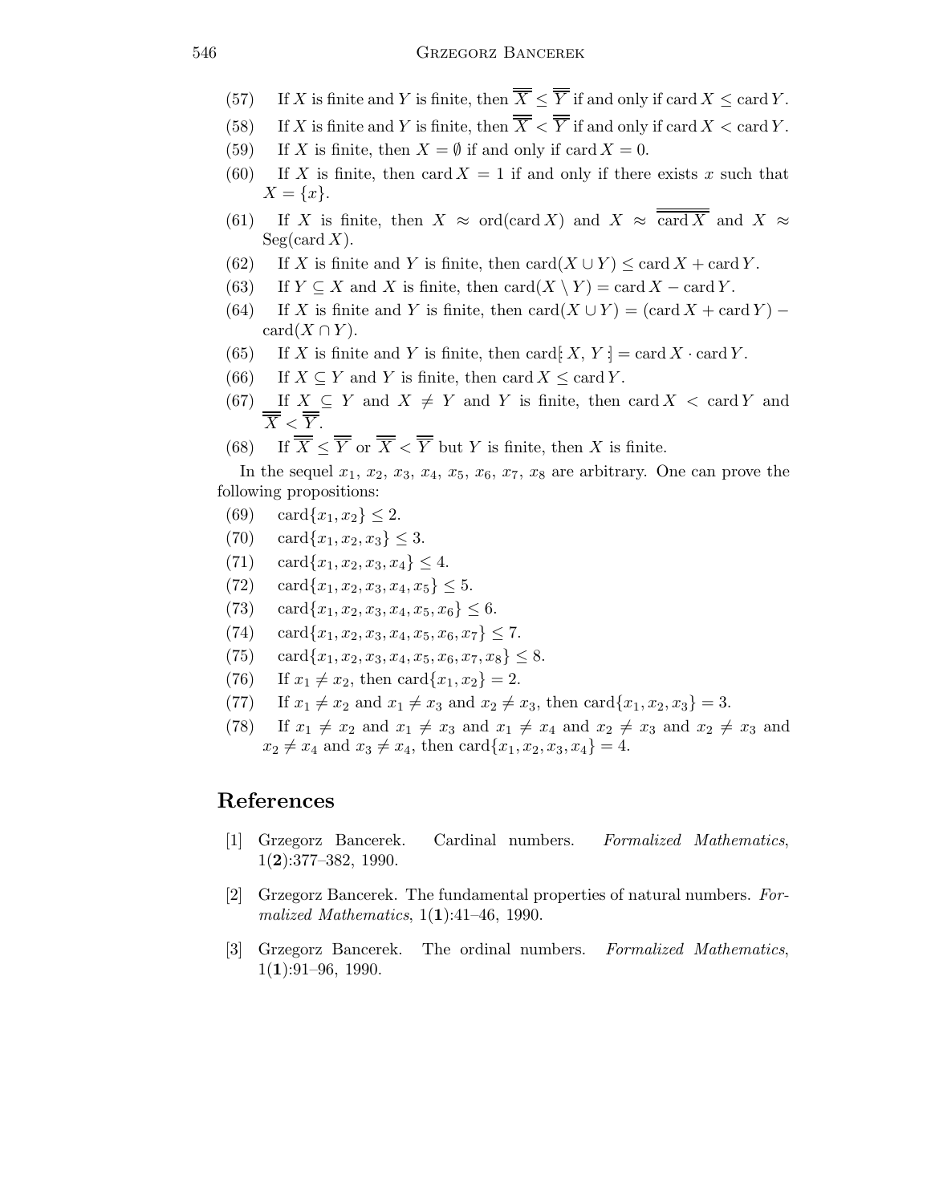(57) If $X$ is finite and $Y$ is finite, then $\overline{\overline{X}} \leq \overline{\overline{Y}}$ if and only if $\operatorname{card} X \leq \operatorname{card} Y$.

(58) If $X$ is finite and $Y$ is finite, then $\overline{\overline{X}} < \overline{\overline{Y}}$ if and only if $\operatorname{card} X < \operatorname{card} Y$.

(59) If $X$ is finite, then $X = \emptyset$ if and only if $\operatorname{card} X = 0$.

(60) If $X$ is finite, then $\operatorname{card} X = 1$ if and only if there exists $x$ such that $X = \{x\}$.

(61) If $X$ is finite, then $X \approx \operatorname{ord}(\operatorname{card} X)$ and $X \approx \overline{\overline{\operatorname{card} X}}$ and $X \approx \operatorname{Seg}(\operatorname{card} X)$.

(62) If $X$ is finite and $Y$ is finite, then $\operatorname{card}(X \cup Y) \leq \operatorname{card} X + \operatorname{card} Y$.

(63) If $Y \subseteq X$ and $X$ is finite, then $\operatorname{card}(X \setminus Y) = \operatorname{card} X - \operatorname{card} Y$.

(64) If $X$ is finite and $Y$ is finite, then $\operatorname{card}(X \cup Y) = (\operatorname{card} X + \operatorname{card} Y) - \operatorname{card}(X \cap Y)$.

(65) If $X$ is finite and $Y$ is finite, then $\operatorname{card}[\!:X, Y:\!] = \operatorname{card} X \cdot \operatorname{card} Y$.

(66) If $X \subseteq Y$ and $Y$ is finite, then $\operatorname{card} X \leq \operatorname{card} Y$.

(67) If $X \subseteq Y$ and $X \neq Y$ and $Y$ is finite, then $\operatorname{card} X < \operatorname{card} Y$ and $\overline{\overline{X}} < \overline{\overline{Y}}$.

(68) If $\overline{\overline{X}} \leq \overline{\overline{Y}}$ or $\overline{\overline{X}} < \overline{\overline{Y}}$ but $Y$ is finite, then $X$ is finite.

In the sequel $x_1$, $x_2$, $x_3$, $x_4$, $x_5$, $x_6$, $x_7$, $x_8$ are arbitrary. One can prove the following propositions:

(69) $\operatorname{card}\{x_1, x_2\} \leq 2$.

(70) $\operatorname{card}\{x_1, x_2, x_3\} \leq 3$.

(71) $\operatorname{card}\{x_1, x_2, x_3, x_4\} \leq 4$.

(72) $\operatorname{card}\{x_1, x_2, x_3, x_4, x_5\} \leq 5$.

(73) $\operatorname{card}\{x_1, x_2, x_3, x_4, x_5, x_6\} \leq 6$.

(74) $\operatorname{card}\{x_1, x_2, x_3, x_4, x_5, x_6, x_7\} \leq 7$.

(75) $\operatorname{card}\{x_1, x_2, x_3, x_4, x_5, x_6, x_7, x_8\} \leq 8$.

(76) If $x_1 \neq x_2$, then $\operatorname{card}\{x_1, x_2\} = 2$.

(77) If $x_1 \neq x_2$ and $x_1 \neq x_3$ and $x_2 \neq x_3$, then $\operatorname{card}\{x_1, x_2, x_3\} = 3$.

(78) If $x_1 \neq x_2$ and $x_1 \neq x_3$ and $x_1 \neq x_4$ and $x_2 \neq x_3$ and $x_2 \neq x_3$ and $x_2 \neq x_4$ and $x_3 \neq x_4$, then $\operatorname{card}\{x_1, x_2, x_3, x_4\} = 4$.

## References

[1] Grzegorz Bancerek. Cardinal numbers. *Formalized Mathematics*, 1(**2**):377–382, 1990.

[2] Grzegorz Bancerek. The fundamental properties of natural numbers. *Formalized Mathematics*, 1(**1**):41–46, 1990.

[3] Grzegorz Bancerek. The ordinal numbers. *Formalized Mathematics*, 1(**1**):91–96, 1990.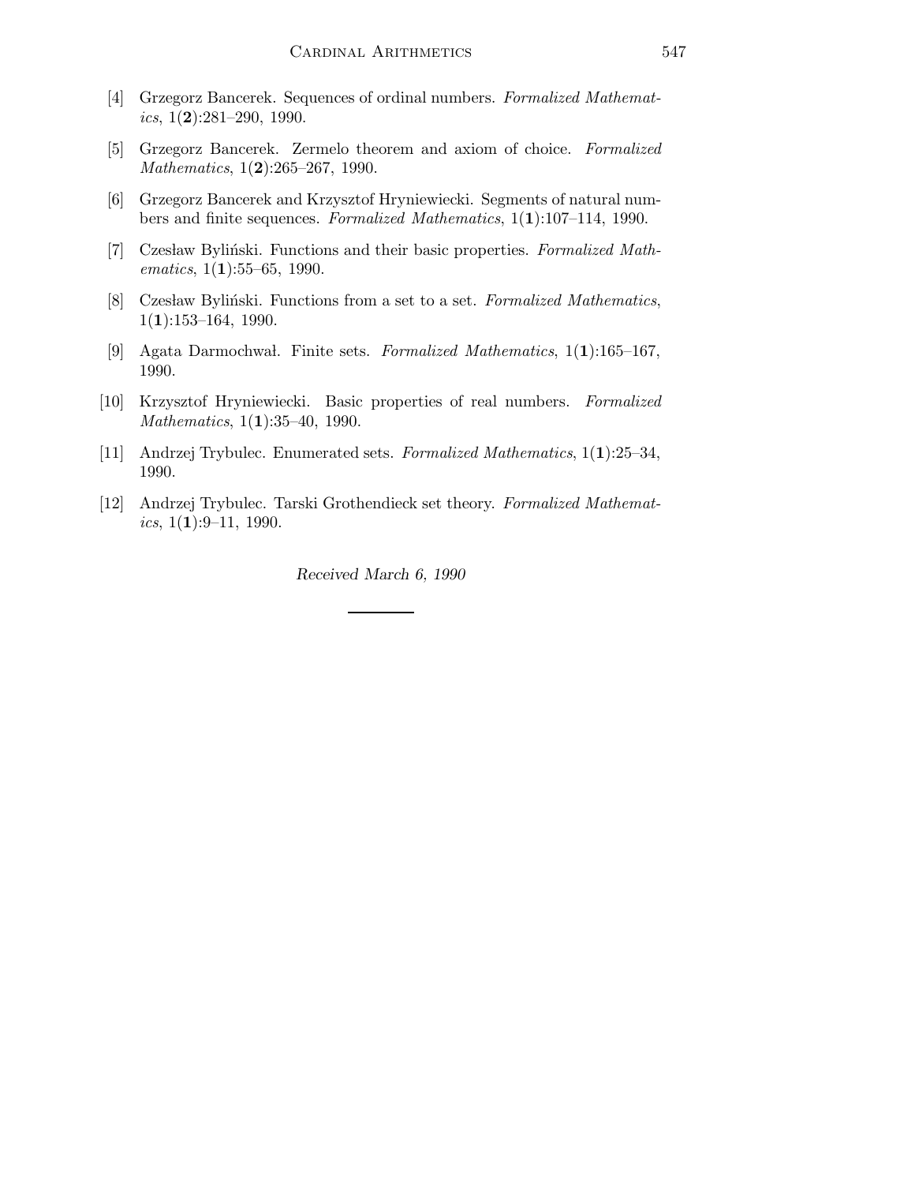[4] Grzegorz Bancerek. Sequences of ordinal numbers. *Formalized Mathematics*, 1(**2**):281–290, 1990.

[5] Grzegorz Bancerek. Zermelo theorem and axiom of choice. *Formalized Mathematics*, 1(**2**):265–267, 1990.

[6] Grzegorz Bancerek and Krzysztof Hryniewiecki. Segments of natural numbers and finite sequences. *Formalized Mathematics*, 1(**1**):107–114, 1990.

[7] Czesław Byliński. Functions and their basic properties. *Formalized Mathematics*, 1(**1**):55–65, 1990.

[8] Czesław Byliński. Functions from a set to a set. *Formalized Mathematics*, 1(**1**):153–164, 1990.

[9] Agata Darmochwał. Finite sets. *Formalized Mathematics*, 1(**1**):165–167, 1990.

[10] Krzysztof Hryniewiecki. Basic properties of real numbers. *Formalized Mathematics*, 1(**1**):35–40, 1990.

[11] Andrzej Trybulec. Enumerated sets. *Formalized Mathematics*, 1(**1**):25–34, 1990.

[12] Andrzej Trybulec. Tarski Grothendieck set theory. *Formalized Mathematics*, 1(**1**):9–11, 1990.

*Received March 6, 1990*